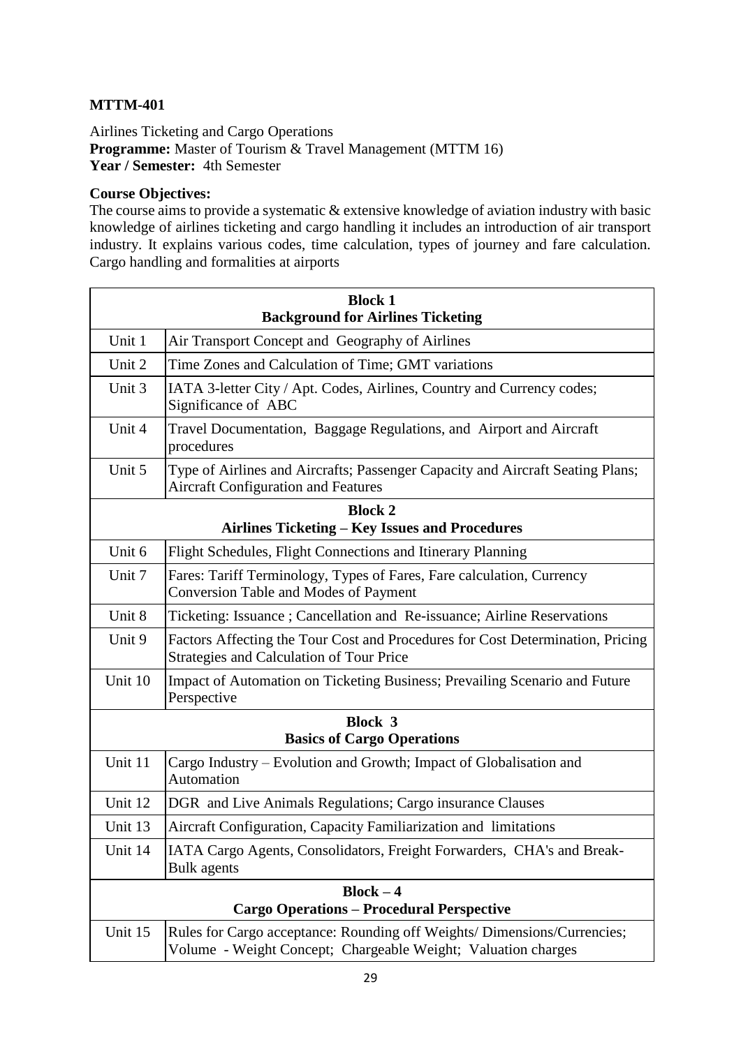**MTTM-401**

Airlines Ticketing and Cargo Operations
**Programme:** Master of Tourism & Travel Management (MTTM 16)
**Year / Semester:** 4th Semester

**Course Objectives:**
The course aims to provide a systematic & extensive knowledge of aviation industry with basic knowledge of airlines ticketing and cargo handling it includes an introduction of air transport industry. It explains various codes, time calculation, types of journey and fare calculation. Cargo handling and formalities at airports

| **Block 1 Background for Airlines Ticketing** | |
|---|---|
| Unit 1 | Air Transport Concept and Geography of Airlines |
| Unit 2 | Time Zones and Calculation of Time; GMT variations |
| Unit 3 | IATA 3-letter City / Apt. Codes, Airlines, Country and Currency codes; Significance of ABC |
| Unit 4 | Travel Documentation, Baggage Regulations, and Airport and Aircraft procedures |
| Unit 5 | Type of Airlines and Aircrafts; Passenger Capacity and Aircraft Seating Plans; Aircraft Configuration and Features |
| **Block 2 Airlines Ticketing – Key Issues and Procedures** | |
| Unit 6 | Flight Schedules, Flight Connections and Itinerary Planning |
| Unit 7 | Fares: Tariff Terminology, Types of Fares, Fare calculation, Currency Conversion Table and Modes of Payment |
| Unit 8 | Ticketing: Issuance ; Cancellation and Re-issuance; Airline Reservations |
| Unit 9 | Factors Affecting the Tour Cost and Procedures for Cost Determination, Pricing Strategies and Calculation of Tour Price |
| Unit 10 | Impact of Automation on Ticketing Business; Prevailing Scenario and Future Perspective |
| **Block 3 Basics of Cargo Operations** | |
| Unit 11 | Cargo Industry – Evolution and Growth; Impact of Globalisation and Automation |
| Unit 12 | DGR and Live Animals Regulations; Cargo insurance Clauses |
| Unit 13 | Aircraft Configuration, Capacity Familiarization and limitations |
| Unit 14 | IATA Cargo Agents, Consolidators, Freight Forwarders, CHA's and Break-Bulk agents |
| **Block – 4 Cargo Operations – Procedural Perspective** | |
| Unit 15 | Rules for Cargo acceptance: Rounding off Weights/ Dimensions/Currencies; Volume - Weight Concept; Chargeable Weight; Valuation charges |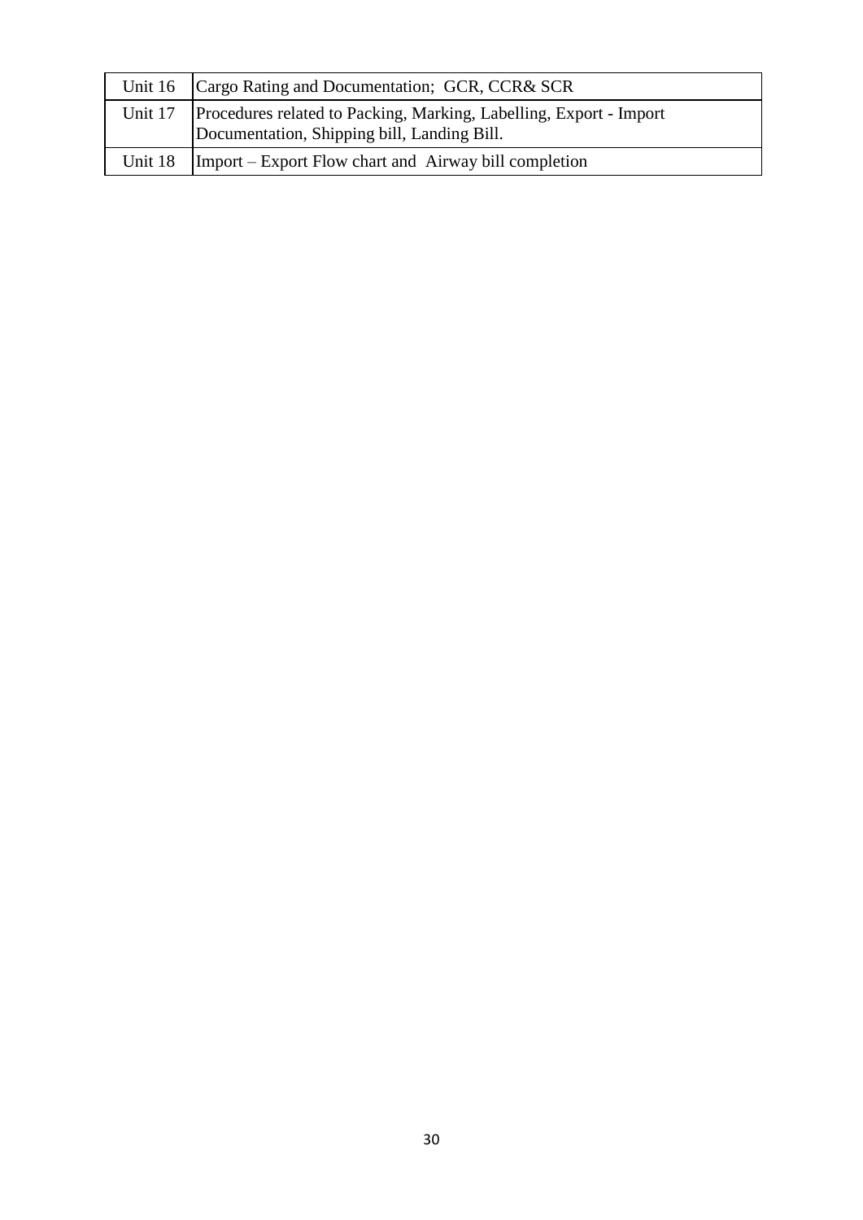| | |
|---|---|
| Unit 16 | Cargo Rating and Documentation; GCR, CCR& SCR |
| Unit 17 | Procedures related to Packing, Marking, Labelling, Export - Import Documentation, Shipping bill, Landing Bill. |
| Unit 18 | Import – Export Flow chart and Airway bill completion |